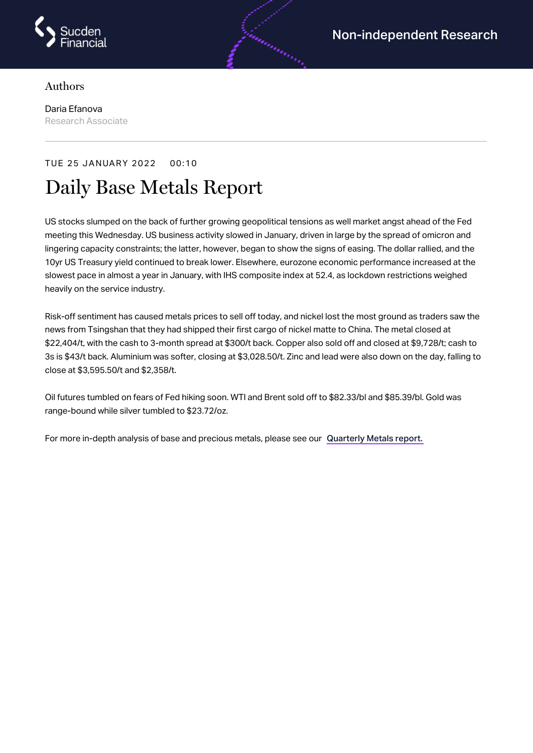Authors

Daria Efanova
Research Associate

TUE 25 JANUARY 2022 00:10

# Daily Base Metals Report

US stocks slumped on the back of further growing geopolitical tensions as well market angst ahead of the Fed meeting this Wednesday. US business activity slowed in January, driven in large by the spread of omicron and lingering capacity constraints; the latter, however, began to show the signs of easing. The dollar rallied, and the 10yr US Treasury yield continued to break lower. Elsewhere, eurozone economic performance increased at the slowest pace in almost a year in January, with IHS composite index at 52.4, as lockdown restrictions weighed heavily on the service industry.

Risk-off sentiment has caused metals prices to sell off today, and nickel lost the most ground as traders saw the news from Tsingshan that they had shipped their first cargo of nickel matte to China. The metal closed at $22,404/t, with the cash to 3-month spread at $300/t back. Copper also sold off and closed at $9,728/t; cash to 3s is $43/t back. Aluminium was softer, closing at $3,028.50/t. Zinc and lead were also down on the day, falling to close at $3,595.50/t and $2,358/t.

Oil futures tumbled on fears of Fed hiking soon. WTI and Brent sold off to $82.33/bl and $85.39/bl. Gold was range-bound while silver tumbled to $23.72/oz.

For more in-depth analysis of base and precious metals, please see our **Quarterly Metals report.**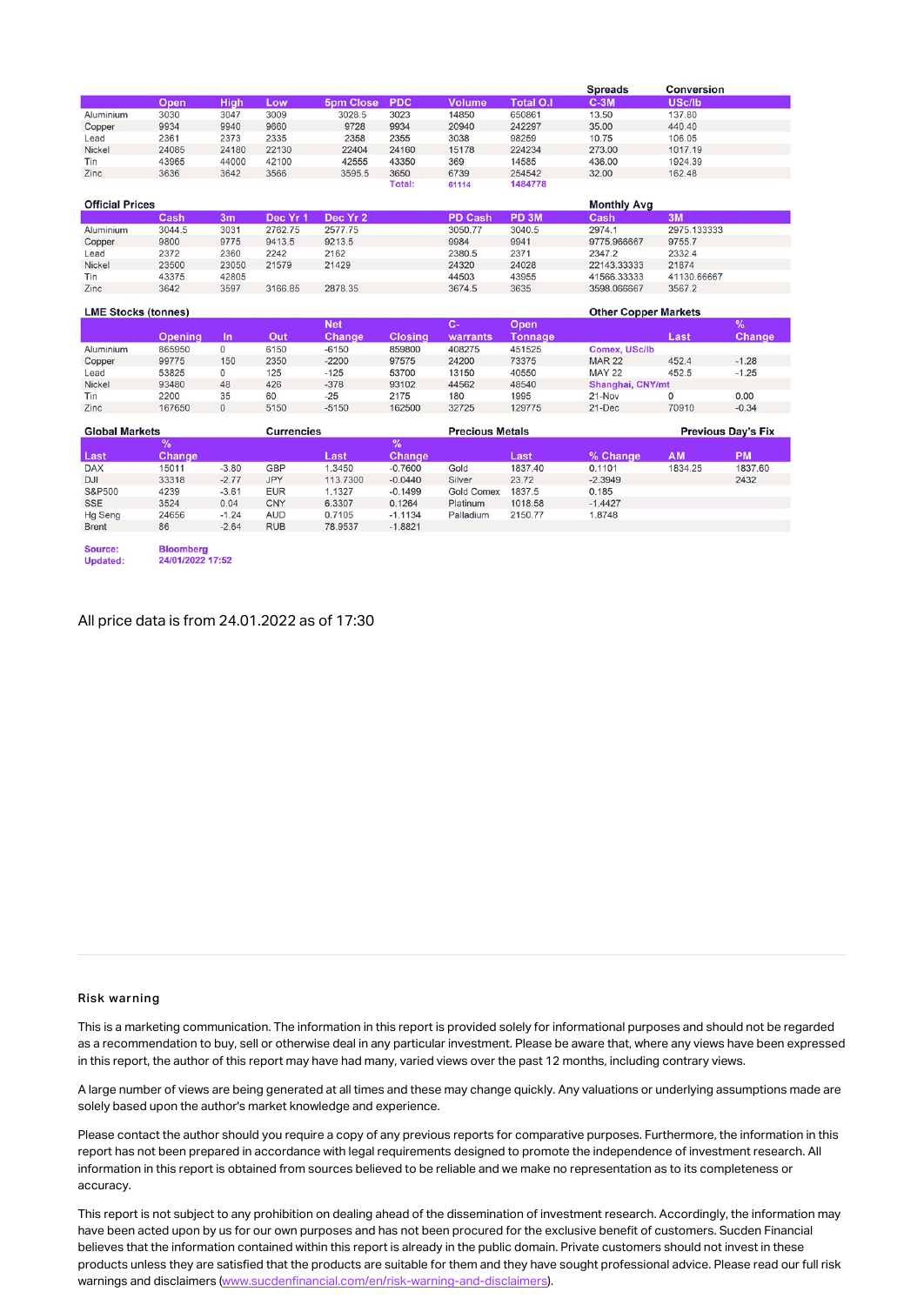| | Open | High | Low | 5pm Close | PDC | Volume | Total O.I | Spreads C-3M | Conversion USc/lb |
|---|---|---|---|---|---|---|---|---|---|
| Aluminium | 3030 | 3047 | 3009 | 3028.5 | 3023 | 14850 | 650861 | 13.50 | 137.80 |
| Copper | 9934 | 9940 | 9660 | 9728 | 9934 | 20940 | 242297 | 35.00 | 440.40 |
| Lead | 2361 | 2373 | 2335 | 2358 | 2355 | 3038 | 98259 | 10.75 | 106.05 |
| Nickel | 24085 | 24180 | 22130 | 22404 | 24160 | 15178 | 224234 | 273.00 | 1017.19 |
| Tin | 43965 | 44000 | 42100 | 42555 | 43350 | 369 | 14585 | 436.00 | 1924.39 |
| Zinc | 3636 | 3642 | 3566 | 3595.5 | 3650 | 6739 | 254542 | 32.00 | 162.48 |
| | | | | | Total: | 61114 | 1484778 | | |

## Official Prices

| | Cash | 3m | Dec Yr 1 | Dec Yr 2 | PD Cash | PD 3M | Monthly Avg Cash | Monthly Avg 3M |
|---|---|---|---|---|---|---|---|---|
| Aluminium | 3044.5 | 3031 | 2762.75 | 2577.75 | 3050.77 | 3040.5 | 2974.1 | 2975.133333 |
| Copper | 9800 | 9775 | 9413.5 | 9213.5 | 9984 | 9941 | 9775.966667 | 9755.7 |
| Lead | 2372 | 2360 | 2242 | 2162 | 2380.5 | 2371 | 2347.2 | 2332.4 |
| Nickel | 23500 | 23050 | 21579 | 21429 | 24320 | 24028 | 22143.33333 | 21874 |
| Tin | 43375 | 42805 | | | 44503 | 43955 | 41566.33333 | 41130.66667 |
| Zinc | 3642 | 3597 | 3166.85 | 2878.35 | 3674.5 | 3635 | 3598.066667 | 3567.2 |

## LME Stocks (tonnes)

| | Opening | In | Out | Net Change | Closing | C-warrants | Open Tonnage |
|---|---|---|---|---|---|---|---|
| Aluminium | 865950 | 0 | 6150 | -6150 | 859800 | 408275 | 451525 |
| Copper | 99775 | 150 | 2350 | -2200 | 97575 | 24200 | 73375 |
| Lead | 53825 | 0 | 125 | -125 | 53700 | 13150 | 40550 |
| Nickel | 93480 | 48 | 426 | -378 | 93102 | 44562 | 48540 |
| Tin | 2200 | 35 | 60 | -25 | 2175 | 180 | 1995 |
| Zinc | 167650 | 0 | 5150 | -5150 | 162500 | 32725 | 129775 |

## Other Copper Markets

| | Last | % Change |
|---|---|---|
| **Comex, USc/lb** | | |
| MAR 22 | 452.4 | -1.28 |
| MAY 22 | 452.5 | -1.25 |
| **Shanghai, CNY/mt** | | |
| 21-Nov | 0 | 0.00 |
| 21-Dec | 70910 | -0.34 |

## Global Markets

| | Last | % Change |
|---|---|---|
| DAX | 15011 | -3.80 |
| DJI | 33318 | -2.77 |
| S&P500 | 4239 | -3.61 |
| SSE | 3524 | 0.04 |
| Hg Seng | 24656 | -1.24 |
| Brent | 86 | -2.64 |

## Currencies

| | Last | % Change |
|---|---|---|
| GBP | 1.3450 | -0.7600 |
| JPY | 113.7300 | -0.0440 |
| EUR | 1.1327 | -0.1499 |
| CNY | 6.3307 | 0.1264 |
| AUD | 0.7105 | -1.1134 |
| RUB | 78.9537 | -1.8821 |

## Precious Metals

| | Last | % Change | Previous Day's Fix AM | Previous Day's Fix PM |
|---|---|---|---|---|
| Gold | 1837.40 | 0.1101 | 1834.25 | 1837.60 |
| Silver | 23.72 | -2.3949 | | 2432 |
| Gold Comex | 1837.5 | 0.185 | | |
| Platinum | 1018.58 | -1.4427 | | |
| Palladium | 2150.77 | 1.8748 | | |

**Source:** Bloomberg
**Updated:** 24/01/2022 17:52

All price data is from 24.01.2022 as of 17:30

### Risk warning

This is a marketing communication. The information in this report is provided solely for informational purposes and should not be regarded as a recommendation to buy, sell or otherwise deal in any particular investment. Please be aware that, where any views have been expressed in this report, the author of this report may have had many, varied views over the past 12 months, including contrary views.

A large number of views are being generated at all times and these may change quickly. Any valuations or underlying assumptions made are solely based upon the author's market knowledge and experience.

Please contact the author should you require a copy of any previous reports for comparative purposes. Furthermore, the information in this report has not been prepared in accordance with legal requirements designed to promote the independence of investment research. All information in this report is obtained from sources believed to be reliable and we make no representation as to its completeness or accuracy.

This report is not subject to any prohibition on dealing ahead of the dissemination of investment research. Accordingly, the information may have been acted upon by us for our own purposes and has not been procured for the exclusive benefit of customers. Sucden Financial believes that the information contained within this report is already in the public domain. Private customers should not invest in these products unless they are satisfied that the products are suitable for them and they have sought professional advice. Please read our full risk warnings and disclaimers (www.sucdenfinancial.com/en/risk-warning-and-disclaimers).